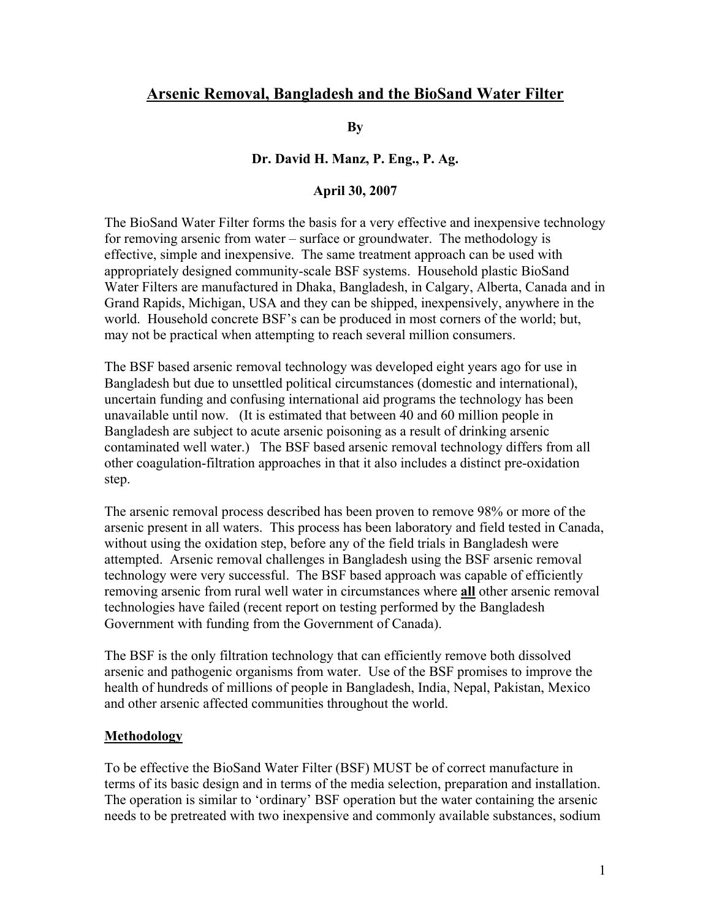# Arsenic Removal, Bangladesh and the BioSand Water Filter

**By**

**Dr. David H. Manz, P. Eng., P. Ag.**

**April 30, 2007**

The BioSand Water Filter forms the basis for a very effective and inexpensive technology for removing arsenic from water – surface or groundwater. The methodology is effective, simple and inexpensive. The same treatment approach can be used with appropriately designed community-scale BSF systems. Household plastic BioSand Water Filters are manufactured in Dhaka, Bangladesh, in Calgary, Alberta, Canada and in Grand Rapids, Michigan, USA and they can be shipped, inexpensively, anywhere in the world. Household concrete BSF's can be produced in most corners of the world; but, may not be practical when attempting to reach several million consumers.

The BSF based arsenic removal technology was developed eight years ago for use in Bangladesh but due to unsettled political circumstances (domestic and international), uncertain funding and confusing international aid programs the technology has been unavailable until now. (It is estimated that between 40 and 60 million people in Bangladesh are subject to acute arsenic poisoning as a result of drinking arsenic contaminated well water.) The BSF based arsenic removal technology differs from all other coagulation-filtration approaches in that it also includes a distinct pre-oxidation step.

The arsenic removal process described has been proven to remove 98% or more of the arsenic present in all waters. This process has been laboratory and field tested in Canada, without using the oxidation step, before any of the field trials in Bangladesh were attempted. Arsenic removal challenges in Bangladesh using the BSF arsenic removal technology were very successful. The BSF based approach was capable of efficiently removing arsenic from rural well water in circumstances where **all** other arsenic removal technologies have failed (recent report on testing performed by the Bangladesh Government with funding from the Government of Canada).

The BSF is the only filtration technology that can efficiently remove both dissolved arsenic and pathogenic organisms from water. Use of the BSF promises to improve the health of hundreds of millions of people in Bangladesh, India, Nepal, Pakistan, Mexico and other arsenic affected communities throughout the world.

## Methodology

To be effective the BioSand Water Filter (BSF) MUST be of correct manufacture in terms of its basic design and in terms of the media selection, preparation and installation. The operation is similar to 'ordinary' BSF operation but the water containing the arsenic needs to be pretreated with two inexpensive and commonly available substances, sodium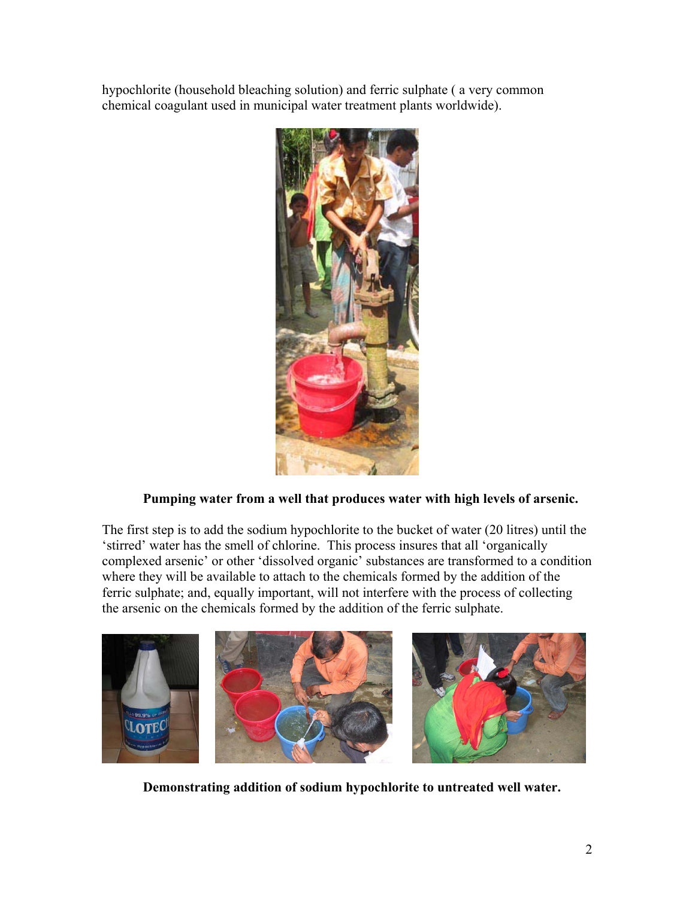hypochlorite (household bleaching solution) and ferric sulphate ( a very common chemical coagulant used in municipal water treatment plants worldwide).

**Pumping water from a well that produces water with high levels of arsenic.**

The first step is to add the sodium hypochlorite to the bucket of water (20 litres) until the 'stirred' water has the smell of chlorine. This process insures that all 'organically complexed arsenic' or other 'dissolved organic' substances are transformed to a condition where they will be available to attach to the chemicals formed by the addition of the ferric sulphate; and, equally important, will not interfere with the process of collecting the arsenic on the chemicals formed by the addition of the ferric sulphate.

**Demonstrating addition of sodium hypochlorite to untreated well water.**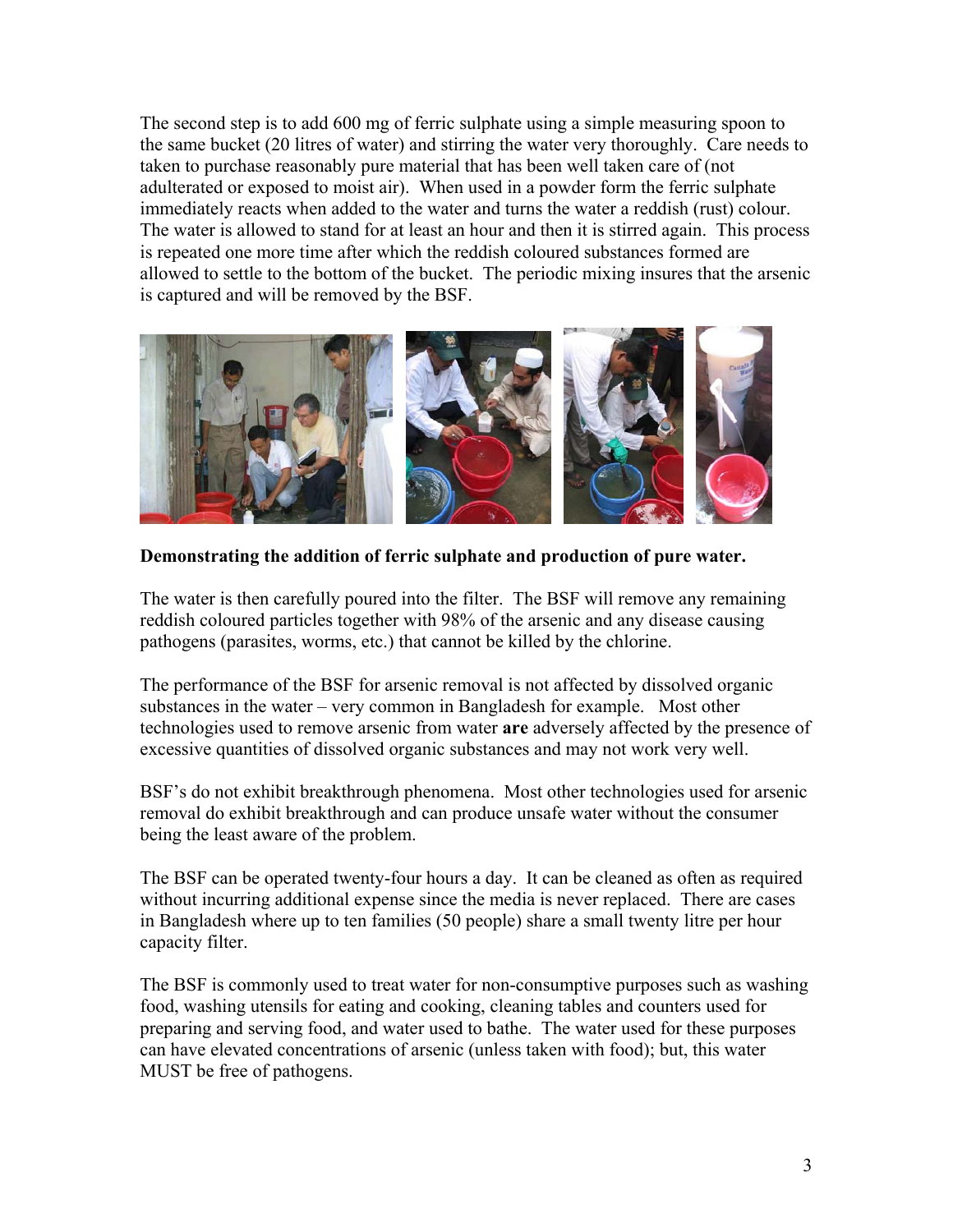The second step is to add 600 mg of ferric sulphate using a simple measuring spoon to the same bucket (20 litres of water) and stirring the water very thoroughly. Care needs to taken to purchase reasonably pure material that has been well taken care of (not adulterated or exposed to moist air). When used in a powder form the ferric sulphate immediately reacts when added to the water and turns the water a reddish (rust) colour. The water is allowed to stand for at least an hour and then it is stirred again. This process is repeated one more time after which the reddish coloured substances formed are allowed to settle to the bottom of the bucket. The periodic mixing insures that the arsenic is captured and will be removed by the BSF.

**Demonstrating the addition of ferric sulphate and production of pure water.**

The water is then carefully poured into the filter. The BSF will remove any remaining reddish coloured particles together with 98% of the arsenic and any disease causing pathogens (parasites, worms, etc.) that cannot be killed by the chlorine.

The performance of the BSF for arsenic removal is not affected by dissolved organic substances in the water – very common in Bangladesh for example. Most other technologies used to remove arsenic from water **are** adversely affected by the presence of excessive quantities of dissolved organic substances and may not work very well.

BSF's do not exhibit breakthrough phenomena. Most other technologies used for arsenic removal do exhibit breakthrough and can produce unsafe water without the consumer being the least aware of the problem.

The BSF can be operated twenty-four hours a day. It can be cleaned as often as required without incurring additional expense since the media is never replaced. There are cases in Bangladesh where up to ten families (50 people) share a small twenty litre per hour capacity filter.

The BSF is commonly used to treat water for non-consumptive purposes such as washing food, washing utensils for eating and cooking, cleaning tables and counters used for preparing and serving food, and water used to bathe. The water used for these purposes can have elevated concentrations of arsenic (unless taken with food); but, this water MUST be free of pathogens.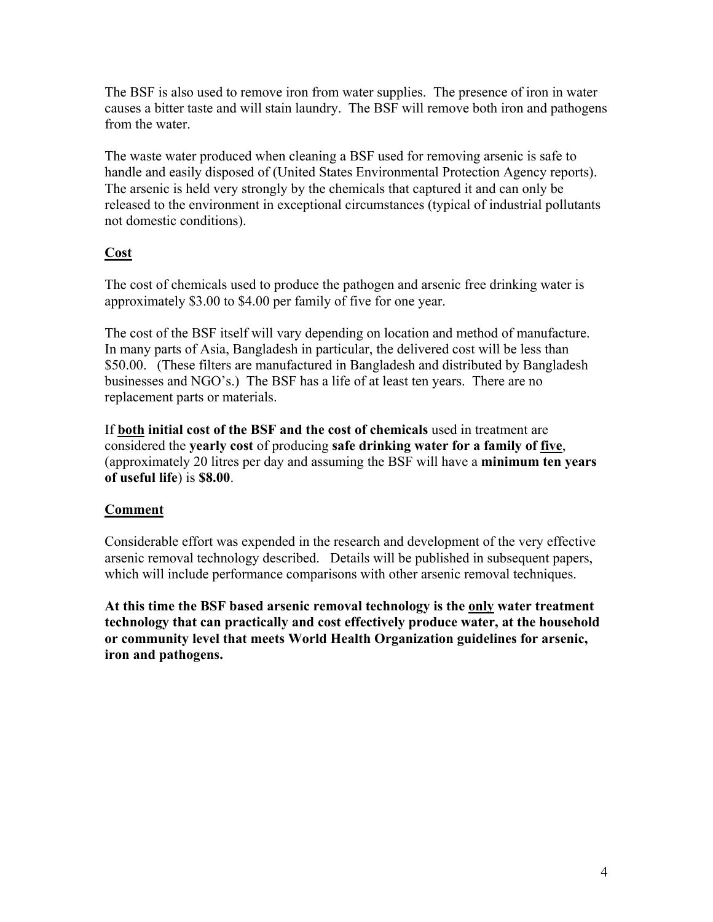The BSF is also used to remove iron from water supplies. The presence of iron in water causes a bitter taste and will stain laundry. The BSF will remove both iron and pathogens from the water.

The waste water produced when cleaning a BSF used for removing arsenic is safe to handle and easily disposed of (United States Environmental Protection Agency reports). The arsenic is held very strongly by the chemicals that captured it and can only be released to the environment in exceptional circumstances (typical of industrial pollutants not domestic conditions).

## Cost

The cost of chemicals used to produce the pathogen and arsenic free drinking water is approximately \$3.00 to \$4.00 per family of five for one year.

The cost of the BSF itself will vary depending on location and method of manufacture. In many parts of Asia, Bangladesh in particular, the delivered cost will be less than \$50.00. (These filters are manufactured in Bangladesh and distributed by Bangladesh businesses and NGO's.) The BSF has a life of at least ten years. There are no replacement parts or materials.

If **both initial cost of the BSF and the cost of chemicals** used in treatment are considered the **yearly cost** of producing **safe drinking water for a family of five**, (approximately 20 litres per day and assuming the BSF will have a **minimum ten years of useful life**) is **\$8.00**.

## Comment

Considerable effort was expended in the research and development of the very effective arsenic removal technology described. Details will be published in subsequent papers, which will include performance comparisons with other arsenic removal techniques.

**At this time the BSF based arsenic removal technology is the only water treatment technology that can practically and cost effectively produce water, at the household or community level that meets World Health Organization guidelines for arsenic, iron and pathogens.**